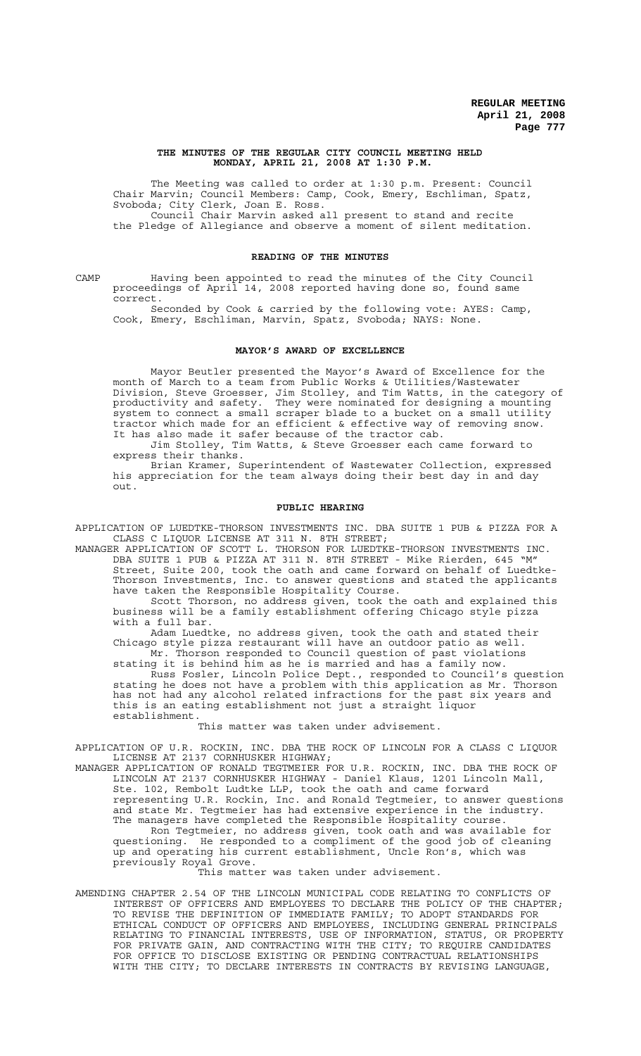# THE MINUTES OF THE REGULAR CITY COUNCIL MEETING HELD MONDAY, APRIL 21, 2008 AT 1:30 P.M.

The Meeting was called to order at 1:30 p.m. Present: Council Chair Marvin; Council Members: Camp, Cook, Emery, Eschliman, Spatz, Svoboda; City Clerk, Joan E. Ross.

Council Chair Marvin asked all present to stand and recite the Pledge of Allegiance and observe a moment of silent meditation.

## READING OF THE MINUTES

CAMP Having been appointed to read the minutes of the City Council proceedings of April 14, 2008 reported having done so, found same correct.

Seconded by Cook & carried by the following vote: AYES: Camp, Cook, Emery, Eschliman, Marvin, Spatz, Svoboda; NAYS: None.

## MAYOR'S AWARD OF EXCELLENCE

Mayor Beutler presented the Mayor's Award of Excellence for the month of March to a team from Public Works & Utilities/Wastewater Division, Steve Groesser, Jim Stolley, and Tim Watts, in the category of productivity and safety. They were nominated for designing a mounting system to connect a small scraper blade to a bucket on a small utility tractor which made for an efficient & effective way of removing snow. It has also made it safer because of the tractor cab.

Jim Stolley, Tim Watts, & Steve Groesser each came forward to express their thanks.

Brian Kramer, Superintendent of Wastewater Collection, expressed his appreciation for the team always doing their best day in and day out.

## PUBLIC HEARING

APPLICATION OF LUEDTKE-THORSON INVESTMENTS INC. DBA SUITE 1 PUB & PIZZA FOR A CLASS C LIQUOR LICENSE AT 311 N. 8TH STREET;

MANAGER APPLICATION OF SCOTT L. THORSON FOR LUEDTKE-THORSON INVESTMENTS INC. DBA SUITE 1 PUB & PIZZA AT 311 N. 8TH STREET - Mike Rierden, 645 "M" Street, Suite 200, took the oath and came forward on behalf of Luedtke-Thorson Investments, Inc. to answer questions and stated the applicants have taken the Responsible Hospitality Course.

Scott Thorson, no address given, took the oath and explained this business will be a family establishment offering Chicago style pizza with a full bar.

Adam Luedtke, no address given, took the oath and stated their Chicago style pizza restaurant will have an outdoor patio as well.

Mr. Thorson responded to Council question of past violations stating it is behind him as he is married and has a family now.

Russ Fosler, Lincoln Police Dept., responded to Council's question stating he does not have a problem with this application as Mr. Thorson has not had any alcohol related infractions for the past six years and this is an eating establishment not just a straight liquor establishment.

This matter was taken under advisement.

APPLICATION OF U.R. ROCKIN, INC. DBA THE ROCK OF LINCOLN FOR A CLASS C LIQUOR LICENSE AT 2137 CORNHUSKER HIGHWAY;

MANAGER APPLICATION OF RONALD TEGTMEIER FOR U.R. ROCKIN, INC. DBA THE ROCK OF LINCOLN AT 2137 CORNHUSKER HIGHWAY - Daniel Klaus, 1201 Lincoln Mall, Ste. 102, Rembolt Ludtke LLP, took the oath and came forward representing U.R. Rockin, Inc. and Ronald Tegtmeier, to answer questions and state Mr. Tegtmeier has had extensive experience in the industry. The managers have completed the Responsible Hospitality course.

Ron Tegtmeier, no address given, took oath and was available for questioning. He responded to a compliment of the good job of cleaning up and operating his current establishment, Uncle Ron's, which was previously Royal Grove.

This matter was taken under advisement.

AMENDING CHAPTER 2.54 OF THE LINCOLN MUNICIPAL CODE RELATING TO CONFLICTS OF INTEREST OF OFFICERS AND EMPLOYEES TO DECLARE THE POLICY OF THE CHAPTER; TO REVISE THE DEFINITION OF IMMEDIATE FAMILY; TO ADOPT STANDARDS FOR ETHICAL CONDUCT OF OFFICERS AND EMPLOYEES, INCLUDING GENERAL PRINCIPALS RELATING TO FINANCIAL INTERESTS, USE OF INFORMATION, STATUS, OR PROPERTY FOR PRIVATE GAIN, AND CONTRACTING WITH THE CITY; TO REQUIRE CANDIDATES FOR OFFICE TO DISCLOSE EXISTING OR PENDING CONTRACTUAL RELATIONSHIPS WITH THE CITY; TO DECLARE INTERESTS IN CONTRACTS BY REVISING LANGUAGE,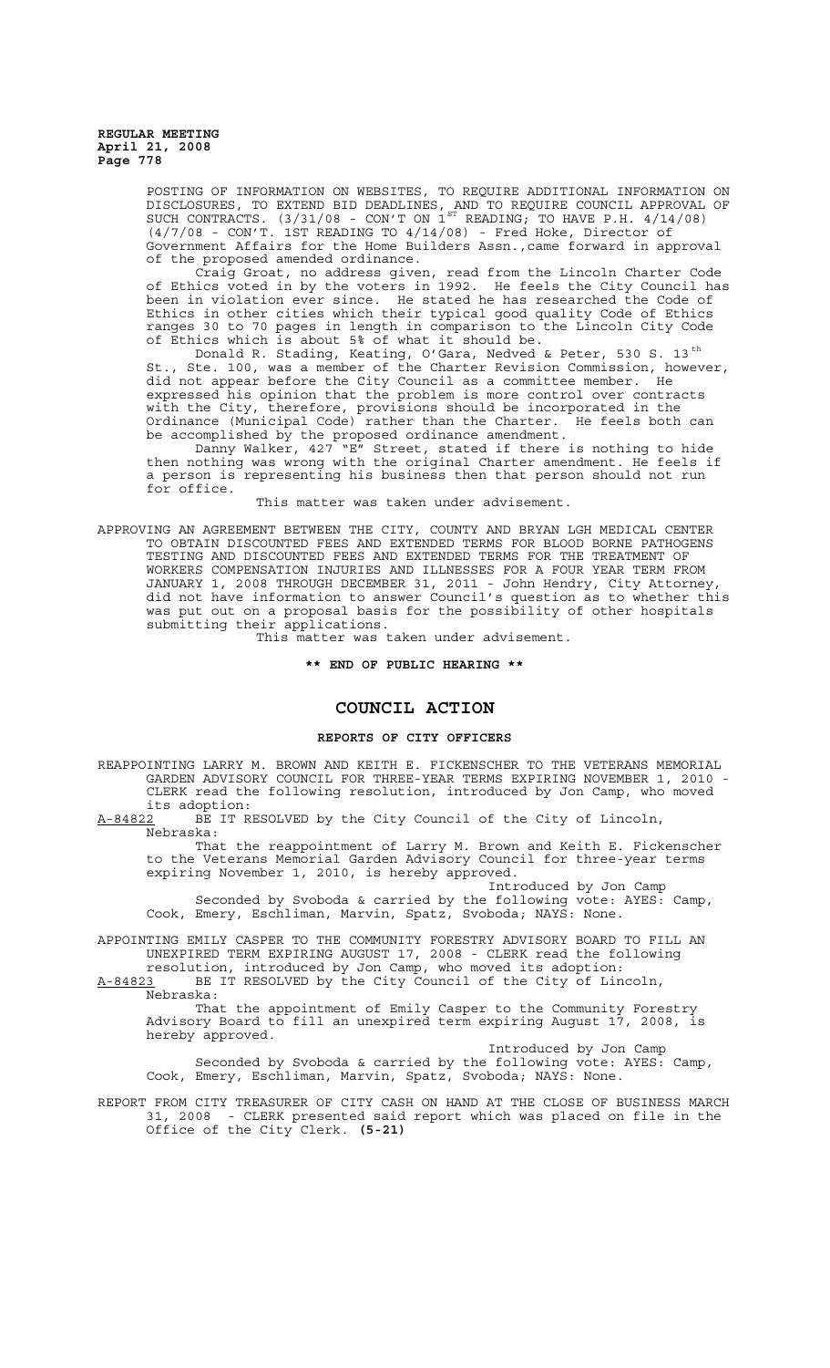POSTING OF INFORMATION ON WEBSITES, TO REQUIRE ADDITIONAL INFORMATION ON DISCLOSURES, TO EXTEND BID DEADLINES, AND TO REQUIRE COUNCIL APPROVAL OF SUCH CONTRACTS. (3/31/08 - CON'T ON 1ST READING; TO HAVE P.H. 4/14/08) (4/7/08 - CON'T. 1ST READING TO 4/14/08) - Fred Hoke, Director of Government Affairs for the Home Builders Assn.,came forward in approval of the proposed amended ordinance.

Craig Groat, no address given, read from the Lincoln Charter Code of Ethics voted in by the voters in 1992. He feels the City Council has been in violation ever since. He stated he has researched the Code of Ethics in other cities which their typical good quality Code of Ethics ranges 30 to 70 pages in length in comparison to the Lincoln City Code of Ethics which is about 5% of what it should be.

Donald R. Stading, Keating, O'Gara, Nedved & Peter, 530 S. 13th St., Ste. 100, was a member of the Charter Revision Commission, however, did not appear before the City Council as a committee member. He expressed his opinion that the problem is more control over contracts with the City, therefore, provisions should be incorporated in the Ordinance (Municipal Code) rather than the Charter. He feels both can be accomplished by the proposed ordinance amendment.

Danny Walker, 427 "E" Street, stated if there is nothing to hide then nothing was wrong with the original Charter amendment. He feels if a person is representing his business then that person should not run for office.

This matter was taken under advisement.

APPROVING AN AGREEMENT BETWEEN THE CITY, COUNTY AND BRYAN LGH MEDICAL CENTER TO OBTAIN DISCOUNTED FEES AND EXTENDED TERMS FOR BLOOD BORNE PATHOGENS TESTING AND DISCOUNTED FEES AND EXTENDED TERMS FOR THE TREATMENT OF WORKERS COMPENSATION INJURIES AND ILLNESSES FOR A FOUR YEAR TERM FROM JANUARY 1, 2008 THROUGH DECEMBER 31, 2011 - John Hendry, City Attorney, did not have information to answer Council's question as to whether this was put out on a proposal basis for the possibility of other hospitals submitting their applications.

This matter was taken under advisement.

**\*\* END OF PUBLIC HEARING \*\***

# COUNCIL ACTION

## REPORTS OF CITY OFFICERS

REAPPOINTING LARRY M. BROWN AND KEITH E. FICKENSCHER TO THE VETERANS MEMORIAL GARDEN ADVISORY COUNCIL FOR THREE-YEAR TERMS EXPIRING NOVEMBER 1, 2010 - CLERK read the following resolution, introduced by Jon Camp, who moved its adoption:

A-84822 BE IT RESOLVED by the City Council of the City of Lincoln, Nebraska:

That the reappointment of Larry M. Brown and Keith E. Fickenscher to the Veterans Memorial Garden Advisory Council for three-year terms expiring November 1, 2010, is hereby approved.

Introduced by Jon Camp

Seconded by Svoboda & carried by the following vote: AYES: Camp, Cook, Emery, Eschliman, Marvin, Spatz, Svoboda; NAYS: None.

APPOINTING EMILY CASPER TO THE COMMUNITY FORESTRY ADVISORY BOARD TO FILL AN UNEXPIRED TERM EXPIRING AUGUST 17, 2008 - CLERK read the following resolution, introduced by Jon Camp, who moved its adoption:

A-84823 BE IT RESOLVED by the City Council of the City of Lincoln, Nebraska:

That the appointment of Emily Casper to the Community Forestry Advisory Board to fill an unexpired term expiring August 17, 2008, is hereby approved.

Introduced by Jon Camp

Seconded by Svoboda & carried by the following vote: AYES: Camp, Cook, Emery, Eschliman, Marvin, Spatz, Svoboda; NAYS: None.

REPORT FROM CITY TREASURER OF CITY CASH ON HAND AT THE CLOSE OF BUSINESS MARCH 31, 2008 - CLERK presented said report which was placed on file in the Office of the City Clerk. **(5-21)**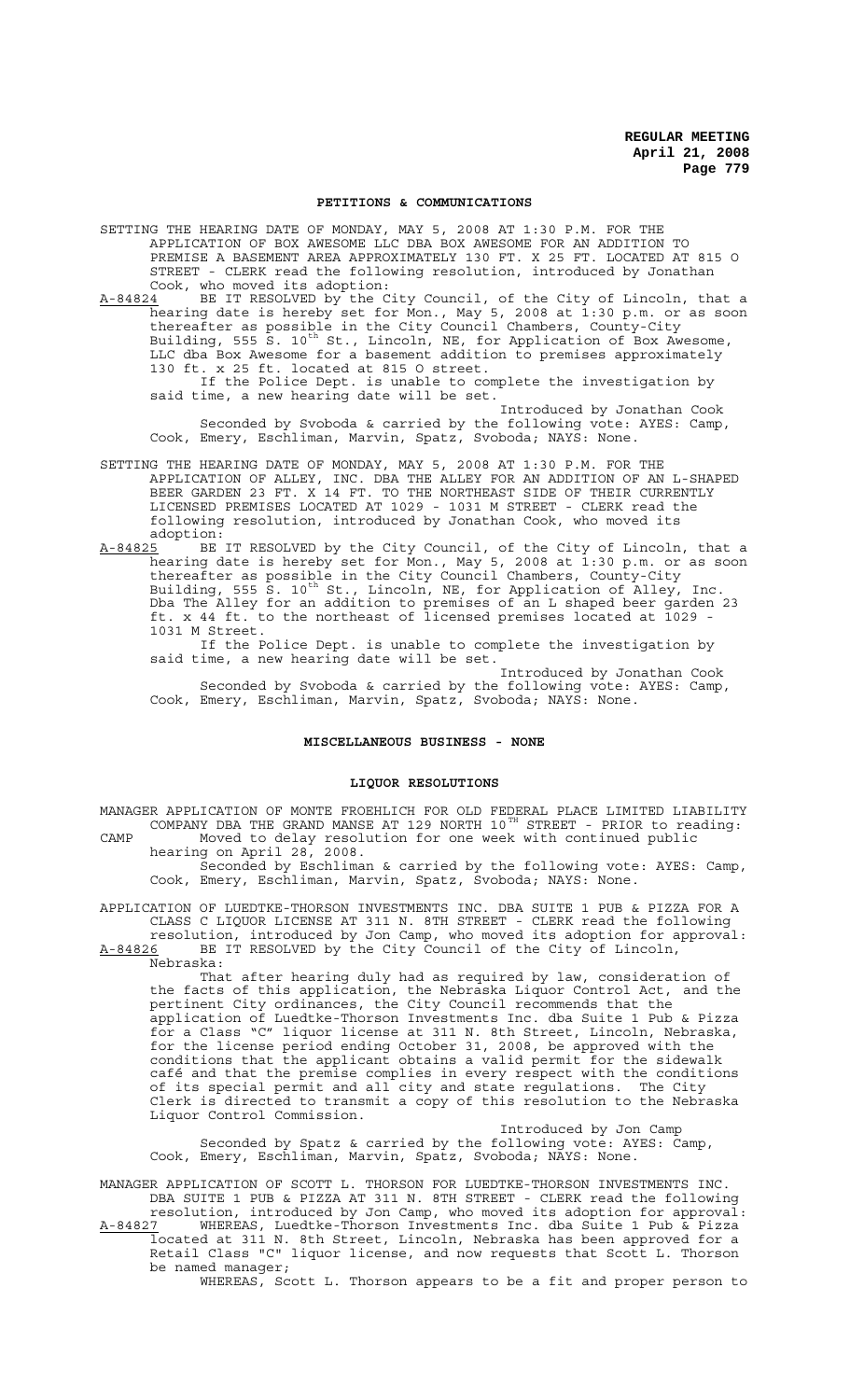## PETITIONS & COMMUNICATIONS

SETTING THE HEARING DATE OF MONDAY, MAY 5, 2008 AT 1:30 P.M. FOR THE APPLICATION OF BOX AWESOME LLC DBA BOX AWESOME FOR AN ADDITION TO PREMISE A BASEMENT AREA APPROXIMATELY 130 FT. X 25 FT. LOCATED AT 815 O STREET - CLERK read the following resolution, introduced by Jonathan Cook, who moved its adoption:

A-84824 BE IT RESOLVED by the City Council, of the City of Lincoln, that a hearing date is hereby set for Mon., May 5, 2008 at 1:30 p.m. or as soon thereafter as possible in the City Council Chambers, County-City Building, 555 S. 10th St., Lincoln, NE, for Application of Box Awesome, LLC dba Box Awesome for a basement addition to premises approximately 130 ft. x 25 ft. located at 815 O street.

If the Police Dept. is unable to complete the investigation by said time, a new hearing date will be set.

Introduced by Jonathan Cook

Seconded by Svoboda & carried by the following vote: AYES: Camp, Cook, Emery, Eschliman, Marvin, Spatz, Svoboda; NAYS: None.

SETTING THE HEARING DATE OF MONDAY, MAY 5, 2008 AT 1:30 P.M. FOR THE APPLICATION OF ALLEY, INC. DBA THE ALLEY FOR AN ADDITION OF AN L-SHAPED BEER GARDEN 23 FT. X 14 FT. TO THE NORTHEAST SIDE OF THEIR CURRENTLY LICENSED PREMISES LOCATED AT 1029 - 1031 M STREET - CLERK read the following resolution, introduced by Jonathan Cook, who moved its adoption:

A-84825 BE IT RESOLVED by the City Council, of the City of Lincoln, that a hearing date is hereby set for Mon., May 5, 2008 at 1:30 p.m. or as soon thereafter as possible in the City Council Chambers, County-City Building, 555 S. 10th St., Lincoln, NE, for Application of Alley, Inc. Dba The Alley for an addition to premises of an L shaped beer garden 23 ft. x 44 ft. to the northeast of licensed premises located at 1029 - 1031 M Street.

If the Police Dept. is unable to complete the investigation by said time, a new hearing date will be set.

Introduced by Jonathan Cook

Seconded by Svoboda & carried by the following vote: AYES: Camp, Cook, Emery, Eschliman, Marvin, Spatz, Svoboda; NAYS: None.

## MISCELLANEOUS BUSINESS - NONE

## LIQUOR RESOLUTIONS

MANAGER APPLICATION OF MONTE FROEHLICH FOR OLD FEDERAL PLACE LIMITED LIABILITY COMPANY DBA THE GRAND MANSE AT 129 NORTH 10TH STREET - PRIOR to reading:

CAMP Moved to delay resolution for one week with continued public hearing on April 28, 2008.

Seconded by Eschliman & carried by the following vote: AYES: Camp, Cook, Emery, Eschliman, Marvin, Spatz, Svoboda; NAYS: None.

APPLICATION OF LUEDTKE-THORSON INVESTMENTS INC. DBA SUITE 1 PUB & PIZZA FOR A CLASS C LIQUOR LICENSE AT 311 N. 8TH STREET - CLERK read the following resolution, introduced by Jon Camp, who moved its adoption for approval:

A-84826 BE IT RESOLVED by the City Council of the City of Lincoln, Nebraska:

That after hearing duly had as required by law, consideration of the facts of this application, the Nebraska Liquor Control Act, and the pertinent City ordinances, the City Council recommends that the application of Luedtke-Thorson Investments Inc. dba Suite 1 Pub & Pizza for a Class "C" liquor license at 311 N. 8th Street, Lincoln, Nebraska, for the license period ending October 31, 2008, be approved with the conditions that the applicant obtains a valid permit for the sidewalk café and that the premise complies in every respect with the conditions of its special permit and all city and state regulations. The City Clerk is directed to transmit a copy of this resolution to the Nebraska Liquor Control Commission.

Introduced by Jon Camp

Seconded by Spatz & carried by the following vote: AYES: Camp, Cook, Emery, Eschliman, Marvin, Spatz, Svoboda; NAYS: None.

MANAGER APPLICATION OF SCOTT L. THORSON FOR LUEDTKE-THORSON INVESTMENTS INC. DBA SUITE 1 PUB & PIZZA AT 311 N. 8TH STREET - CLERK read the following resolution, introduced by Jon Camp, who moved its adoption for approval:

A-84827 WHEREAS, Luedtke-Thorson Investments Inc. dba Suite 1 Pub & Pizza located at 311 N. 8th Street, Lincoln, Nebraska has been approved for a Retail Class "C" liquor license, and now requests that Scott L. Thorson be named manager;

WHEREAS, Scott L. Thorson appears to be a fit and proper person to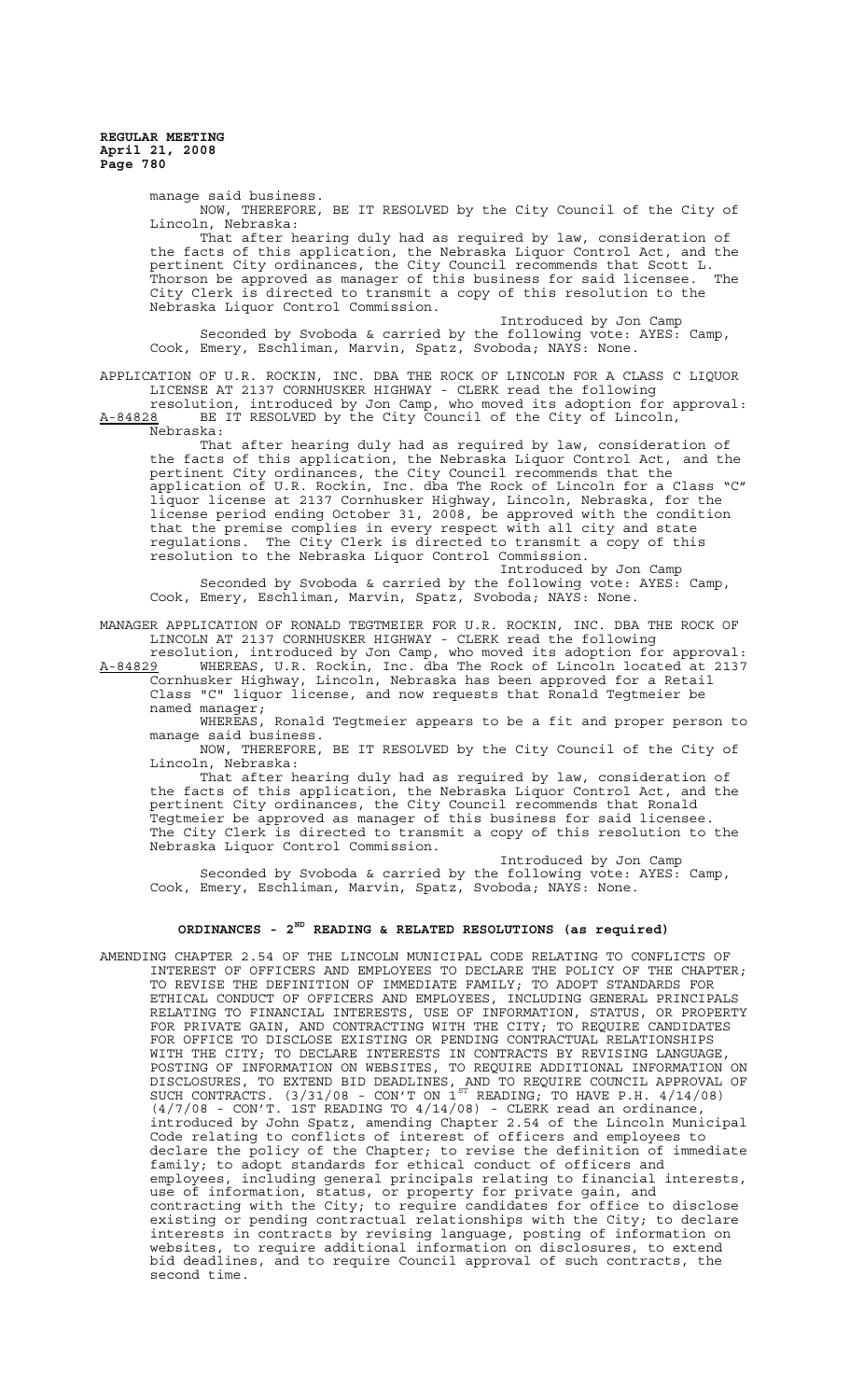manage said business.

NOW, THEREFORE, BE IT RESOLVED by the City Council of the City of Lincoln, Nebraska:

That after hearing duly had as required by law, consideration of the facts of this application, the Nebraska Liquor Control Act, and the pertinent City ordinances, the City Council recommends that Scott L. Thorson be approved as manager of this business for said licensee. The City Clerk is directed to transmit a copy of this resolution to the Nebraska Liquor Control Commission.

Introduced by Jon Camp

Seconded by Svoboda & carried by the following vote: AYES: Camp, Cook, Emery, Eschliman, Marvin, Spatz, Svoboda; NAYS: None.

APPLICATION OF U.R. ROCKIN, INC. DBA THE ROCK OF LINCOLN FOR A CLASS C LIQUOR LICENSE AT 2137 CORNHUSKER HIGHWAY - CLERK read the following resolution, introduced by Jon Camp, who moved its adoption for approval:

A-84828 BE IT RESOLVED by the City Council of the City of Lincoln, Nebraska:

That after hearing duly had as required by law, consideration of the facts of this application, the Nebraska Liquor Control Act, and the pertinent City ordinances, the City Council recommends that the application of U.R. Rockin, Inc. dba The Rock of Lincoln for a Class "C" liquor license at 2137 Cornhusker Highway, Lincoln, Nebraska, for the license period ending October 31, 2008, be approved with the condition that the premise complies in every respect with all city and state regulations. The City Clerk is directed to transmit a copy of this resolution to the Nebraska Liquor Control Commission.

Introduced by Jon Camp

Seconded by Svoboda & carried by the following vote: AYES: Camp, Cook, Emery, Eschliman, Marvin, Spatz, Svoboda; NAYS: None.

MANAGER APPLICATION OF RONALD TEGTMEIER FOR U.R. ROCKIN, INC. DBA THE ROCK OF LINCOLN AT 2137 CORNHUSKER HIGHWAY - CLERK read the following resolution, introduced by Jon Camp, who moved its adoption for approval:

A-84829 WHEREAS, U.R. Rockin, Inc. dba The Rock of Lincoln located at 2137 Cornhusker Highway, Lincoln, Nebraska has been approved for a Retail Class "C" liquor license, and now requests that Ronald Tegtmeier be named manager;

WHEREAS, Ronald Tegtmeier appears to be a fit and proper person to manage said business.

NOW, THEREFORE, BE IT RESOLVED by the City Council of the City of Lincoln, Nebraska:

That after hearing duly had as required by law, consideration of the facts of this application, the Nebraska Liquor Control Act, and the pertinent City ordinances, the City Council recommends that Ronald Tegtmeier be approved as manager of this business for said licensee. The City Clerk is directed to transmit a copy of this resolution to the Nebraska Liquor Control Commission.

Introduced by Jon Camp

Seconded by Svoboda & carried by the following vote: AYES: Camp, Cook, Emery, Eschliman, Marvin, Spatz, Svoboda; NAYS: None.

## ORDINANCES - 2ND READING & RELATED RESOLUTIONS (as required)

AMENDING CHAPTER 2.54 OF THE LINCOLN MUNICIPAL CODE RELATING TO CONFLICTS OF INTEREST OF OFFICERS AND EMPLOYEES TO DECLARE THE POLICY OF THE CHAPTER; TO REVISE THE DEFINITION OF IMMEDIATE FAMILY; TO ADOPT STANDARDS FOR ETHICAL CONDUCT OF OFFICERS AND EMPLOYEES, INCLUDING GENERAL PRINCIPALS RELATING TO FINANCIAL INTERESTS, USE OF INFORMATION, STATUS, OR PROPERTY FOR PRIVATE GAIN, AND CONTRACTING WITH THE CITY; TO REQUIRE CANDIDATES FOR OFFICE TO DISCLOSE EXISTING OR PENDING CONTRACTUAL RELATIONSHIPS WITH THE CITY; TO DECLARE INTERESTS IN CONTRACTS BY REVISING LANGUAGE, POSTING OF INFORMATION ON WEBSITES, TO REQUIRE ADDITIONAL INFORMATION ON DISCLOSURES, TO EXTEND BID DEADLINES, AND TO REQUIRE COUNCIL APPROVAL OF SUCH CONTRACTS. (3/31/08 - CON'T ON 1ST READING; TO HAVE P.H. 4/14/08) (4/7/08 - CON'T. 1ST READING TO 4/14/08) - CLERK read an ordinance, introduced by John Spatz, amending Chapter 2.54 of the Lincoln Municipal Code relating to conflicts of interest of officers and employees to declare the policy of the Chapter; to revise the definition of immediate family; to adopt standards for ethical conduct of officers and employees, including general principals relating to financial interests, use of information, status, or property for private gain, and contracting with the City; to require candidates for office to disclose existing or pending contractual relationships with the City; to declare interests in contracts by revising language, posting of information on websites, to require additional information on disclosures, to extend bid deadlines, and to require Council approval of such contracts, the second time.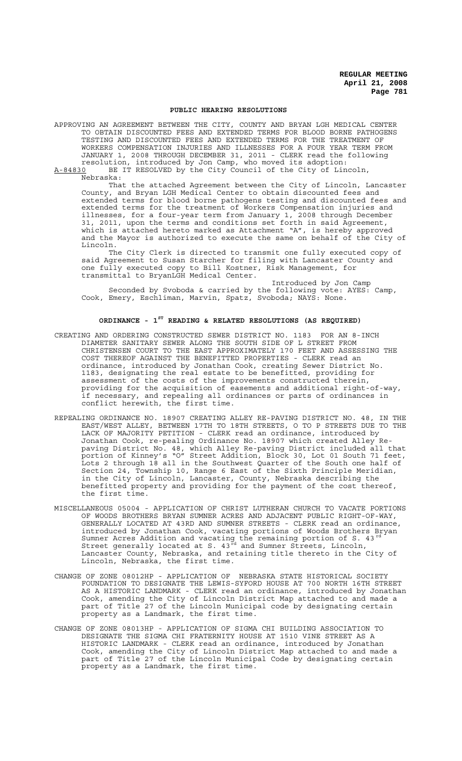## PUBLIC HEARING RESOLUTIONS

APPROVING AN AGREEMENT BETWEEN THE CITY, COUNTY AND BRYAN LGH MEDICAL CENTER TO OBTAIN DISCOUNTED FEES AND EXTENDED TERMS FOR BLOOD BORNE PATHOGENS TESTING AND DISCOUNTED FEES AND EXTENDED TERMS FOR THE TREATMENT OF WORKERS COMPENSATION INJURIES AND ILLNESSES FOR A FOUR YEAR TERM FROM JANUARY 1, 2008 THROUGH DECEMBER 31, 2011 - CLERK read the following resolution, introduced by Jon Camp, who moved its adoption:

A-84830 BE IT RESOLVED by the City Council of the City of Lincoln, Nebraska:

That the attached Agreement between the City of Lincoln, Lancaster County, and Bryan LGH Medical Center to obtain discounted fees and extended terms for blood borne pathogens testing and discounted fees and extended terms for the treatment of Workers Compensation injuries and illnesses, for a four-year term from January 1, 2008 through December 31, 2011, upon the terms and conditions set forth in said Agreement, which is attached hereto marked as Attachment "A", is hereby approved and the Mayor is authorized to execute the same on behalf of the City of Lincoln.

The City Clerk is directed to transmit one fully executed copy of said Agreement to Susan Starcher for filing with Lancaster County and one fully executed copy to Bill Kostner, Risk Management, for transmittal to BryanLGH Medical Center.

Introduced by Jon Camp

Seconded by Svoboda & carried by the following vote: AYES: Camp, Cook, Emery, Eschliman, Marvin, Spatz, Svoboda; NAYS: None.

## ORDINANCE - 1ST READING & RELATED RESOLUTIONS (AS REQUIRED)

CREATING AND ORDERING CONSTRUCTED SEWER DISTRICT NO. 1183 FOR AN 8-INCH DIAMETER SANITARY SEWER ALONG THE SOUTH SIDE OF L STREET FROM CHRISTENSEN COURT TO THE EAST APPROXIMATELY 170 FEET AND ASSESSING THE COST THEREOF AGAINST THE BENEFITTED PROPERTIES - CLERK read an ordinance, introduced by Jonathan Cook, creating Sewer District No. 1183, designating the real estate to be benefitted, providing for assessment of the costs of the improvements constructed therein, providing for the acquisition of easements and additional right-of-way, if necessary, and repealing all ordinances or parts of ordinances in conflict herewith, the first time.

REPEALING ORDINANCE NO. 18907 CREATING ALLEY RE-PAVING DISTRICT NO. 48, IN THE EAST/WEST ALLEY, BETWEEN 17TH TO 18TH STREETS, O TO P STREETS DUE TO THE LACK OF MAJORITY PETITION - CLERK read an ordinance, introduced by Jonathan Cook, re-pealing Ordinance No. 18907 which created Alley Re-paving District No. 48, which Alley Re-paving District included all that portion of Kinney's "O" Street Addition, Block 30, Lot 01 South 71 feet, Lots 2 through 18 all in the Southwest Quarter of the South one half of Section 24, Township 10, Range 6 East of the Sixth Principle Meridian, in the City of Lincoln, Lancaster, County, Nebraska describing the benefitted property and providing for the payment of the cost thereof, the first time.

MISCELLANEOUS 05004 - APPLICATION OF CHRIST LUTHERAN CHURCH TO VACATE PORTIONS OF WOODS BROTHERS BRYAN SUMNER ACRES AND ADJACENT PUBLIC RIGHT-OF-WAY, GENERALLY LOCATED AT 43RD AND SUMNER STREETS - CLERK read an ordinance, introduced by Jonathan Cook, vacating portions of Woods Brothers Bryan Sumner Acres Addition and vacating the remaining portion of S. 43rd Street generally located at S. 43rd and Sumner Streets, Lincoln, Lancaster County, Nebraska, and retaining title thereto in the City of Lincoln, Nebraska, the first time.

CHANGE OF ZONE 08012HP - APPLICATION OF NEBRASKA STATE HISTORICAL SOCIETY FOUNDATION TO DESIGNATE THE LEWIS-SYFORD HOUSE AT 700 NORTH 16TH STREET AS A HISTORIC LANDMARK - CLERK read an ordinance, introduced by Jonathan Cook, amending the City of Lincoln District Map attached to and made a part of Title 27 of the Lincoln Municipal code by designating certain property as a Landmark, the first time.

CHANGE OF ZONE 08013HP - APPLICATION OF SIGMA CHI BUILDING ASSOCIATION TO DESIGNATE THE SIGMA CHI FRATERNITY HOUSE AT 1510 VINE STREET AS A HISTORIC LANDMARK - CLERK read an ordinance, introduced by Jonathan Cook, amending the City of Lincoln District Map attached to and made a part of Title 27 of the Lincoln Municipal Code by designating certain property as a Landmark, the first time.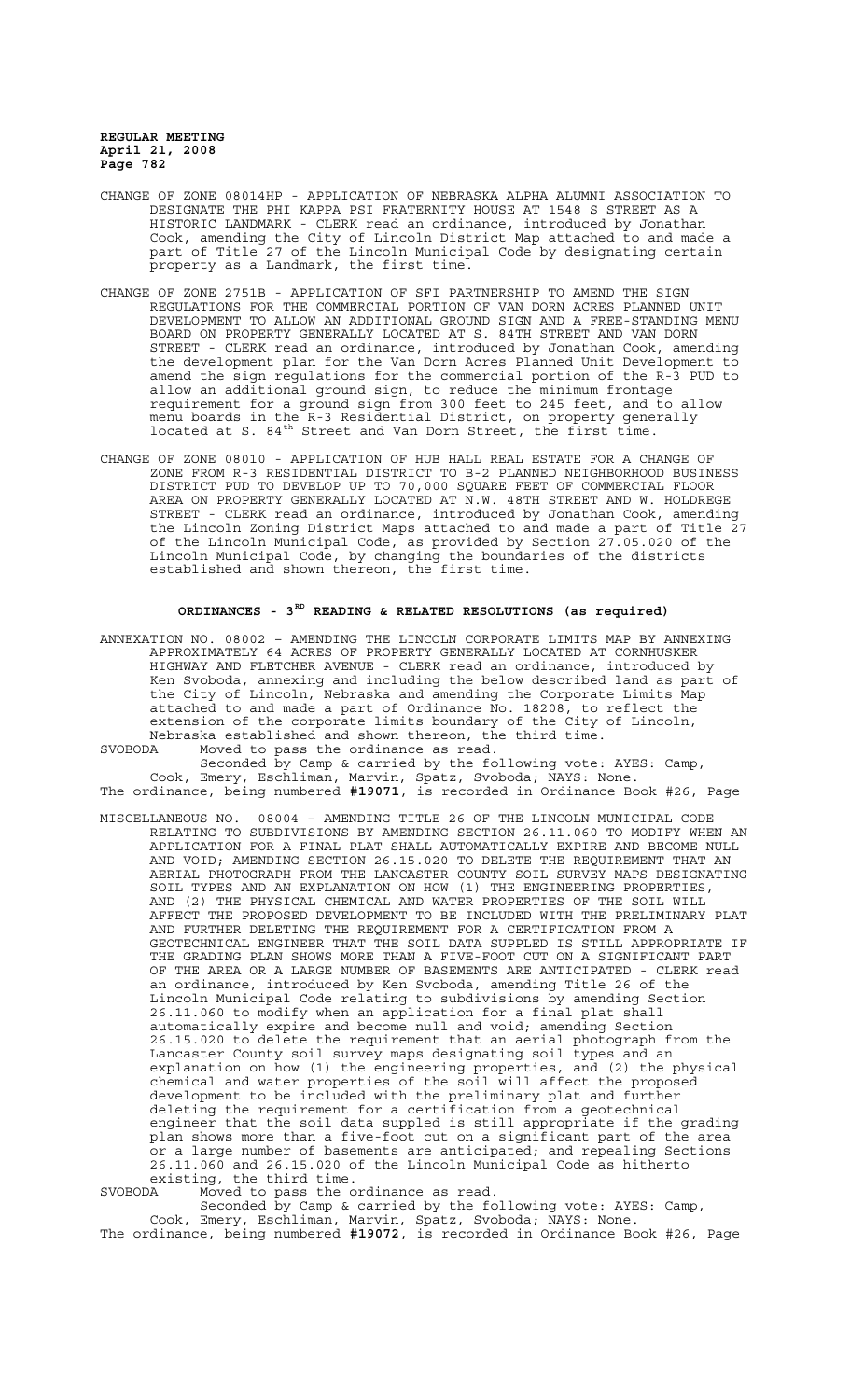CHANGE OF ZONE 08014HP - APPLICATION OF NEBRASKA ALPHA ALUMNI ASSOCIATION TO DESIGNATE THE PHI KAPPA PSI FRATERNITY HOUSE AT 1548 S STREET AS A HISTORIC LANDMARK - CLERK read an ordinance, introduced by Jonathan Cook, amending the City of Lincoln District Map attached to and made a part of Title 27 of the Lincoln Municipal Code by designating certain property as a Landmark, the first time.

CHANGE OF ZONE 2751B - APPLICATION OF SFI PARTNERSHIP TO AMEND THE SIGN REGULATIONS FOR THE COMMERCIAL PORTION OF VAN DORN ACRES PLANNED UNIT DEVELOPMENT TO ALLOW AN ADDITIONAL GROUND SIGN AND A FREE-STANDING MENU BOARD ON PROPERTY GENERALLY LOCATED AT S. 84TH STREET AND VAN DORN STREET - CLERK read an ordinance, introduced by Jonathan Cook, amending the development plan for the Van Dorn Acres Planned Unit Development to amend the sign regulations for the commercial portion of the R-3 PUD to allow an additional ground sign, to reduce the minimum frontage requirement for a ground sign from 300 feet to 245 feet, and to allow menu boards in the R-3 Residential District, on property generally located at S. 84th Street and Van Dorn Street, the first time.

CHANGE OF ZONE 08010 - APPLICATION OF HUB HALL REAL ESTATE FOR A CHANGE OF ZONE FROM R-3 RESIDENTIAL DISTRICT TO B-2 PLANNED NEIGHBORHOOD BUSINESS DISTRICT PUD TO DEVELOP UP TO 70,000 SQUARE FEET OF COMMERCIAL FLOOR AREA ON PROPERTY GENERALLY LOCATED AT N.W. 48TH STREET AND W. HOLDREGE STREET - CLERK read an ordinance, introduced by Jonathan Cook, amending the Lincoln Zoning District Maps attached to and made a part of Title 27 of the Lincoln Municipal Code, as provided by Section 27.05.020 of the Lincoln Municipal Code, by changing the boundaries of the districts established and shown thereon, the first time.

## ORDINANCES - 3RD READING & RELATED RESOLUTIONS (as required)

ANNEXATION NO. 08002 – AMENDING THE LINCOLN CORPORATE LIMITS MAP BY ANNEXING APPROXIMATELY 64 ACRES OF PROPERTY GENERALLY LOCATED AT CORNHUSKER HIGHWAY AND FLETCHER AVENUE - CLERK read an ordinance, introduced by Ken Svoboda, annexing and including the below described land as part of the City of Lincoln, Nebraska and amending the Corporate Limits Map attached to and made a part of Ordinance No. 18208, to reflect the extension of the corporate limits boundary of the City of Lincoln, Nebraska established and shown thereon, the third time.

SVOBODA Moved to pass the ordinance as read.

Seconded by Camp & carried by the following vote: AYES: Camp, Cook, Emery, Eschliman, Marvin, Spatz, Svoboda; NAYS: None.

The ordinance, being numbered **#19071**, is recorded in Ordinance Book #26, Page

MISCELLANEOUS NO. 08004 – AMENDING TITLE 26 OF THE LINCOLN MUNICIPAL CODE RELATING TO SUBDIVISIONS BY AMENDING SECTION 26.11.060 TO MODIFY WHEN AN APPLICATION FOR A FINAL PLAT SHALL AUTOMATICALLY EXPIRE AND BECOME NULL AND VOID; AMENDING SECTION 26.15.020 TO DELETE THE REQUIREMENT THAT AN AERIAL PHOTOGRAPH FROM THE LANCASTER COUNTY SOIL SURVEY MAPS DESIGNATING SOIL TYPES AND AN EXPLANATION ON HOW (1) THE ENGINEERING PROPERTIES, AND (2) THE PHYSICAL CHEMICAL AND WATER PROPERTIES OF THE SOIL WILL AFFECT THE PROPOSED DEVELOPMENT TO BE INCLUDED WITH THE PRELIMINARY PLAT AND FURTHER DELETING THE REQUIREMENT FOR A CERTIFICATION FROM A GEOTECHNICAL ENGINEER THAT THE SOIL DATA SUPPLED IS STILL APPROPRIATE IF THE GRADING PLAN SHOWS MORE THAN A FIVE-FOOT CUT ON A SIGNIFICANT PART OF THE AREA OR A LARGE NUMBER OF BASEMENTS ARE ANTICIPATED - CLERK read an ordinance, introduced by Ken Svoboda, amending Title 26 of the Lincoln Municipal Code relating to subdivisions by amending Section 26.11.060 to modify when an application for a final plat shall automatically expire and become null and void; amending Section 26.15.020 to delete the requirement that an aerial photograph from the Lancaster County soil survey maps designating soil types and an explanation on how (1) the engineering properties, and (2) the physical chemical and water properties of the soil will affect the proposed development to be included with the preliminary plat and further deleting the requirement for a certification from a geotechnical engineer that the soil data suppled is still appropriate if the grading plan shows more than a five-foot cut on a significant part of the area or a large number of basements are anticipated; and repealing Sections 26.11.060 and 26.15.020 of the Lincoln Municipal Code as hitherto existing, the third time.

SVOBODA Moved to pass the ordinance as read.

Seconded by Camp & carried by the following vote: AYES: Camp, Cook, Emery, Eschliman, Marvin, Spatz, Svoboda; NAYS: None.

The ordinance, being numbered **#19072**, is recorded in Ordinance Book #26, Page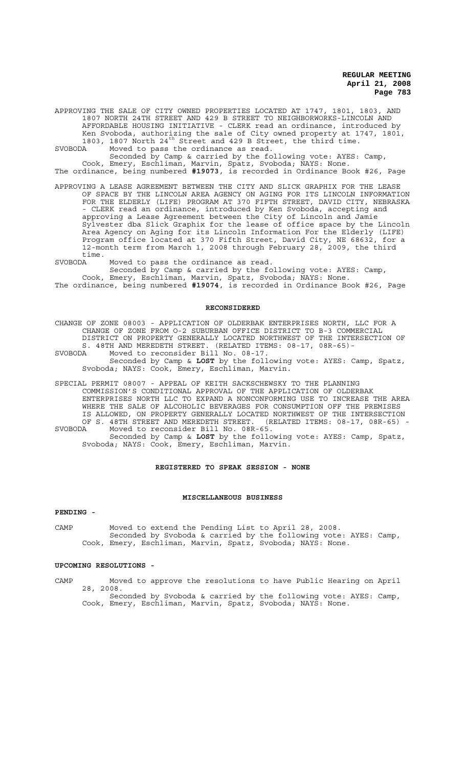APPROVING THE SALE OF CITY OWNED PROPERTIES LOCATED AT 1747, 1801, 1803, AND 1807 NORTH 24TH STREET AND 429 B STREET TO NEIGHBORWORKS-LINCOLN AND AFFORDABLE HOUSING INITIATIVE - CLERK read an ordinance, introduced by Ken Svoboda, authorizing the sale of City owned property at 1747, 1801, 1803, 1807 North 24th Street and 429 B Street, the third time.

SVOBODA Moved to pass the ordinance as read.

Seconded by Camp & carried by the following vote: AYES: Camp, Cook, Emery, Eschliman, Marvin, Spatz, Svoboda; NAYS: None.

The ordinance, being numbered **#19073**, is recorded in Ordinance Book #26, Page

APPROVING A LEASE AGREEMENT BETWEEN THE CITY AND SLICK GRAPHIX FOR THE LEASE OF SPACE BY THE LINCOLN AREA AGENCY ON AGING FOR ITS LINCOLN INFORMATION FOR THE ELDERLY (LIFE) PROGRAM AT 370 FIFTH STREET, DAVID CITY, NEBRASKA - CLERK read an ordinance, introduced by Ken Svoboda, accepting and approving a Lease Agreement between the City of Lincoln and Jamie Sylvester dba Slick Graphix for the lease of office space by the Lincoln Area Agency on Aging for its Lincoln Information For the Elderly (LIFE) Program office located at 370 Fifth Street, David City, NE 68632, for a 12-month term from March 1, 2008 through February 28, 2009, the third time.

SVOBODA Moved to pass the ordinance as read.

Seconded by Camp & carried by the following vote: AYES: Camp, Cook, Emery, Eschliman, Marvin, Spatz, Svoboda; NAYS: None.

The ordinance, being numbered **#19074**, is recorded in Ordinance Book #26, Page

## RECONSIDERED

CHANGE OF ZONE 08003 - APPLICATION OF OLDERBAK ENTERPRISES NORTH, LLC FOR A CHANGE OF ZONE FROM O-2 SUBURBAN OFFICE DISTRICT TO B-3 COMMERCIAL DISTRICT ON PROPERTY GENERALLY LOCATED NORTHWEST OF THE INTERSECTION OF S. 48TH AND MEREDETH STREET. (RELATED ITEMS: 08-17, 08R-65)-

SVOBODA Moved to reconsider Bill No. 08-17.

Seconded by Camp & **LOST** by the following vote: AYES: Camp, Spatz, Svoboda; NAYS: Cook, Emery, Eschliman, Marvin.

SPECIAL PERMIT 08007 - APPEAL OF KEITH SACKSCHEWSKY TO THE PLANNING COMMISSION'S CONDITIONAL APPROVAL OF THE APPLICATION OF OLDERBAK ENTERPRISES NORTH LLC TO EXPAND A NONCONFORMING USE TO INCREASE THE AREA WHERE THE SALE OF ALCOHOLIC BEVERAGES FOR CONSUMPTION OFF THE PREMISES IS ALLOWED, ON PROPERTY GENERALLY LOCATED NORTHWEST OF THE INTERSECTION OF S. 48TH STREET AND MEREDETH STREET. (RELATED ITEMS: 08-17, 08R-65) -

SVOBODA Moved to reconsider Bill No. 08R-65.

Seconded by Camp & **LOST** by the following vote: AYES: Camp, Spatz, Svoboda; NAYS: Cook, Emery, Eschliman, Marvin.

## REGISTERED TO SPEAK SESSION - NONE

## MISCELLANEOUS BUSINESS

### PENDING -

CAMP Moved to extend the Pending List to April 28, 2008.

Seconded by Svoboda & carried by the following vote: AYES: Camp, Cook, Emery, Eschliman, Marvin, Spatz, Svoboda; NAYS: None.

### UPCOMING RESOLUTIONS -

CAMP Moved to approve the resolutions to have Public Hearing on April 28, 2008.

Seconded by Svoboda & carried by the following vote: AYES: Camp, Cook, Emery, Eschliman, Marvin, Spatz, Svoboda; NAYS: None.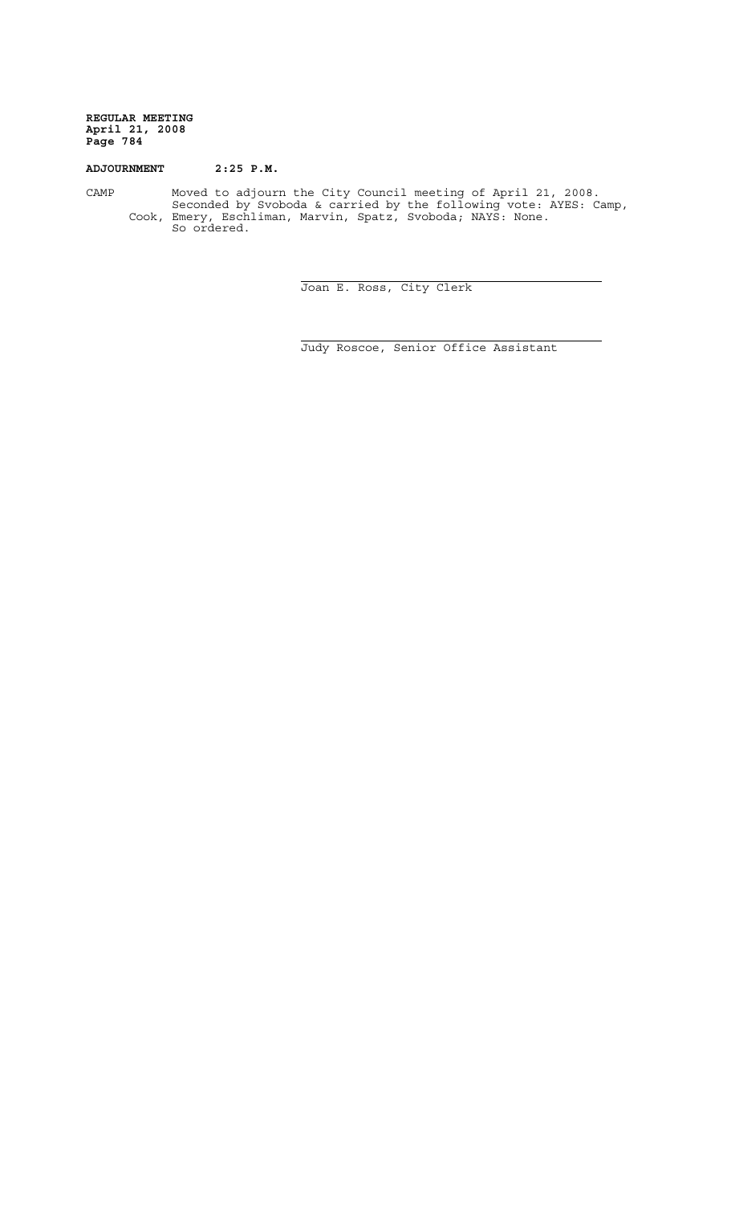**ADJOURNMENT 2:25 P.M.**

CAMP Moved to adjourn the City Council meeting of April 21, 2008. Seconded by Svoboda & carried by the following vote: AYES: Camp, Cook, Emery, Eschliman, Marvin, Spatz, Svoboda; NAYS: None. So ordered.

Joan E. Ross, City Clerk

Judy Roscoe, Senior Office Assistant